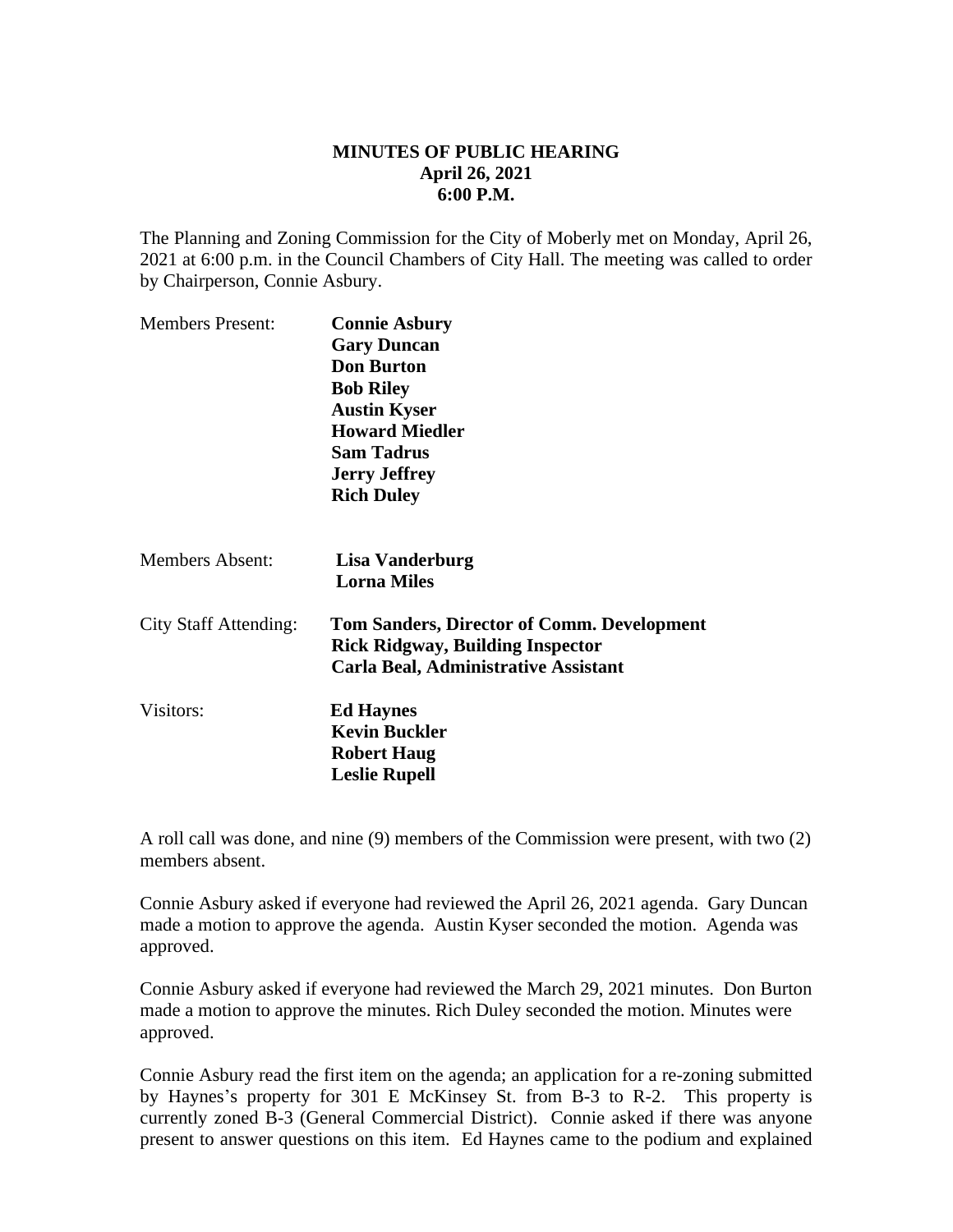**MINUTES OF PUBLIC HEARING**
**April 26, 2021**
**6:00 P.M.**

The Planning and Zoning Commission for the City of Moberly met on Monday, April 26, 2021 at 6:00 p.m. in the Council Chambers of City Hall. The meeting was called to order by Chairperson, Connie Asbury.

Members Present: **Connie Asbury**
**Gary Duncan**
**Don Burton**
**Bob Riley**
**Austin Kyser**
**Howard Miedler**
**Sam Tadrus**
**Jerry Jeffrey**
**Rich Duley**

Members Absent: **Lisa Vanderburg**
**Lorna Miles**

City Staff Attending: **Tom Sanders, Director of Comm. Development**
**Rick Ridgway, Building Inspector**
**Carla Beal, Administrative Assistant**

Visitors: **Ed Haynes**
**Kevin Buckler**
**Robert Haug**
**Leslie Rupell**

A roll call was done, and nine (9) members of the Commission were present, with two (2) members absent.

Connie Asbury asked if everyone had reviewed the April 26, 2021 agenda. Gary Duncan made a motion to approve the agenda. Austin Kyser seconded the motion. Agenda was approved.

Connie Asbury asked if everyone had reviewed the March 29, 2021 minutes. Don Burton made a motion to approve the minutes. Rich Duley seconded the motion. Minutes were approved.

Connie Asbury read the first item on the agenda; an application for a re-zoning submitted by Haynes's property for 301 E McKinsey St. from B-3 to R-2. This property is currently zoned B-3 (General Commercial District). Connie asked if there was anyone present to answer questions on this item. Ed Haynes came to the podium and explained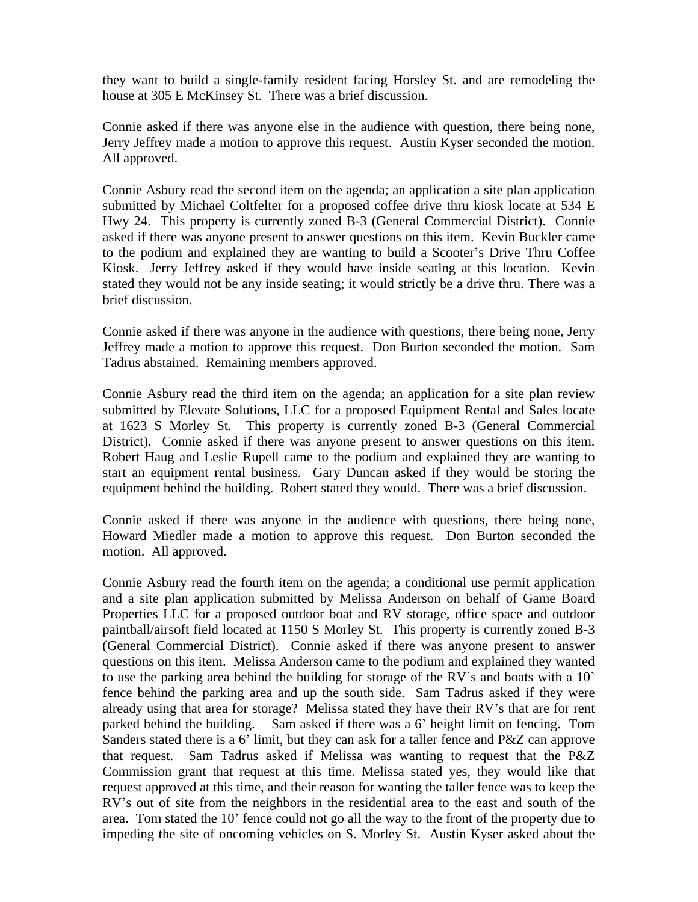they want to build a single-family resident facing Horsley St. and are remodeling the house at 305 E McKinsey St. There was a brief discussion.

Connie asked if there was anyone else in the audience with question, there being none, Jerry Jeffrey made a motion to approve this request. Austin Kyser seconded the motion. All approved.

Connie Asbury read the second item on the agenda; an application a site plan application submitted by Michael Coltfelter for a proposed coffee drive thru kiosk locate at 534 E Hwy 24. This property is currently zoned B-3 (General Commercial District). Connie asked if there was anyone present to answer questions on this item. Kevin Buckler came to the podium and explained they are wanting to build a Scooter's Drive Thru Coffee Kiosk. Jerry Jeffrey asked if they would have inside seating at this location. Kevin stated they would not be any inside seating; it would strictly be a drive thru. There was a brief discussion.

Connie asked if there was anyone in the audience with questions, there being none, Jerry Jeffrey made a motion to approve this request. Don Burton seconded the motion. Sam Tadrus abstained. Remaining members approved.

Connie Asbury read the third item on the agenda; an application for a site plan review submitted by Elevate Solutions, LLC for a proposed Equipment Rental and Sales locate at 1623 S Morley St. This property is currently zoned B-3 (General Commercial District). Connie asked if there was anyone present to answer questions on this item. Robert Haug and Leslie Rupell came to the podium and explained they are wanting to start an equipment rental business. Gary Duncan asked if they would be storing the equipment behind the building. Robert stated they would. There was a brief discussion.

Connie asked if there was anyone in the audience with questions, there being none, Howard Miedler made a motion to approve this request. Don Burton seconded the motion. All approved.

Connie Asbury read the fourth item on the agenda; a conditional use permit application and a site plan application submitted by Melissa Anderson on behalf of Game Board Properties LLC for a proposed outdoor boat and RV storage, office space and outdoor paintball/airsoft field located at 1150 S Morley St. This property is currently zoned B-3 (General Commercial District). Connie asked if there was anyone present to answer questions on this item. Melissa Anderson came to the podium and explained they wanted to use the parking area behind the building for storage of the RV's and boats with a 10' fence behind the parking area and up the south side. Sam Tadrus asked if they were already using that area for storage? Melissa stated they have their RV's that are for rent parked behind the building. Sam asked if there was a 6' height limit on fencing. Tom Sanders stated there is a 6' limit, but they can ask for a taller fence and P&Z can approve that request. Sam Tadrus asked if Melissa was wanting to request that the P&Z Commission grant that request at this time. Melissa stated yes, they would like that request approved at this time, and their reason for wanting the taller fence was to keep the RV's out of site from the neighbors in the residential area to the east and south of the area. Tom stated the 10' fence could not go all the way to the front of the property due to impeding the site of oncoming vehicles on S. Morley St. Austin Kyser asked about the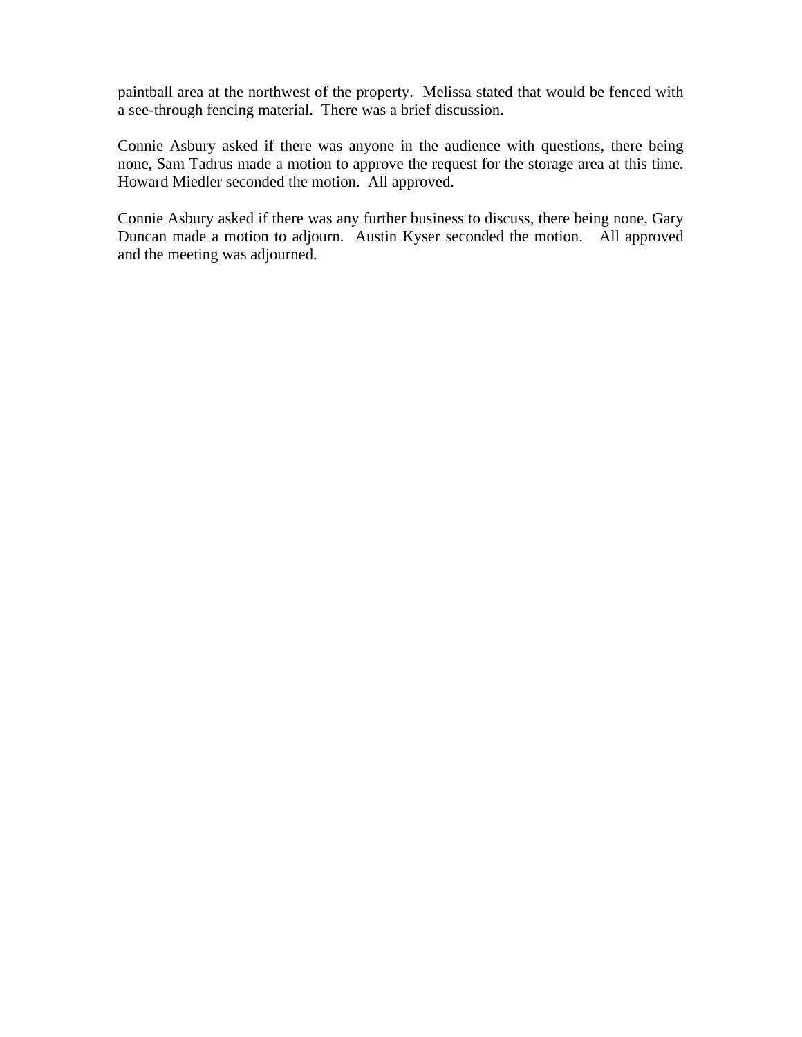paintball area at the northwest of the property. Melissa stated that would be fenced with a see-through fencing material. There was a brief discussion.

Connie Asbury asked if there was anyone in the audience with questions, there being none, Sam Tadrus made a motion to approve the request for the storage area at this time. Howard Miedler seconded the motion. All approved.

Connie Asbury asked if there was any further business to discuss, there being none, Gary Duncan made a motion to adjourn. Austin Kyser seconded the motion. All approved and the meeting was adjourned.